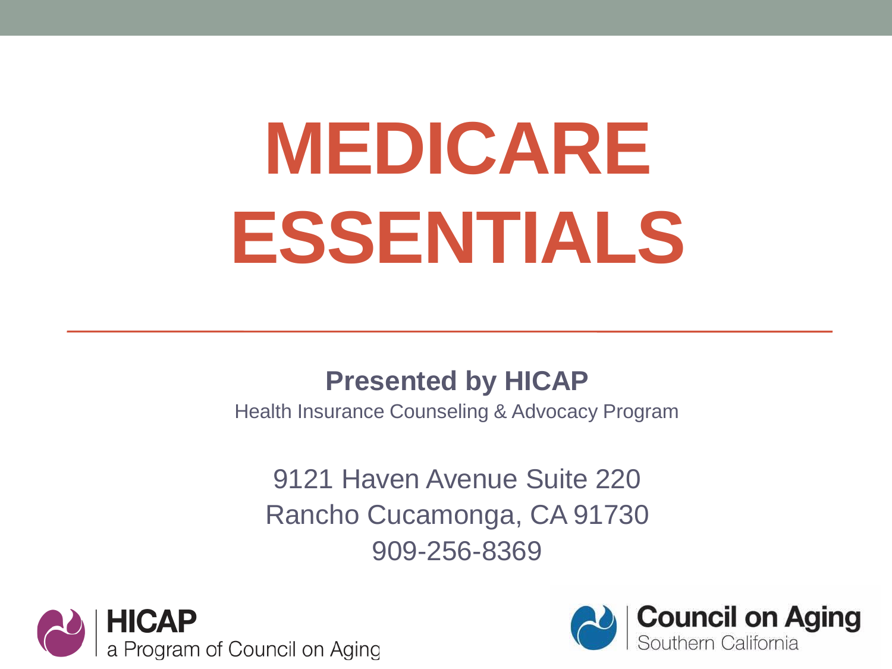# MEDICARE ESSENTIALS

**Presented by HICAP**

Health Insurance Counseling & Advocacy Program

9121 Haven Avenue Suite 220
Rancho Cucamonga, CA 91730
909-256-8369

**HICAP**
a Program of Council on Aging

**Council on Aging**
Southern California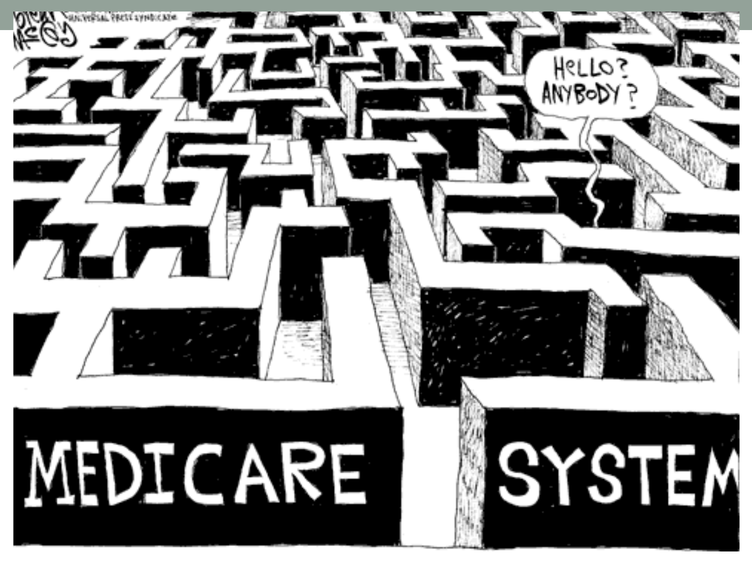HELLO? ANYBODY?

MEDICARE SYSTEM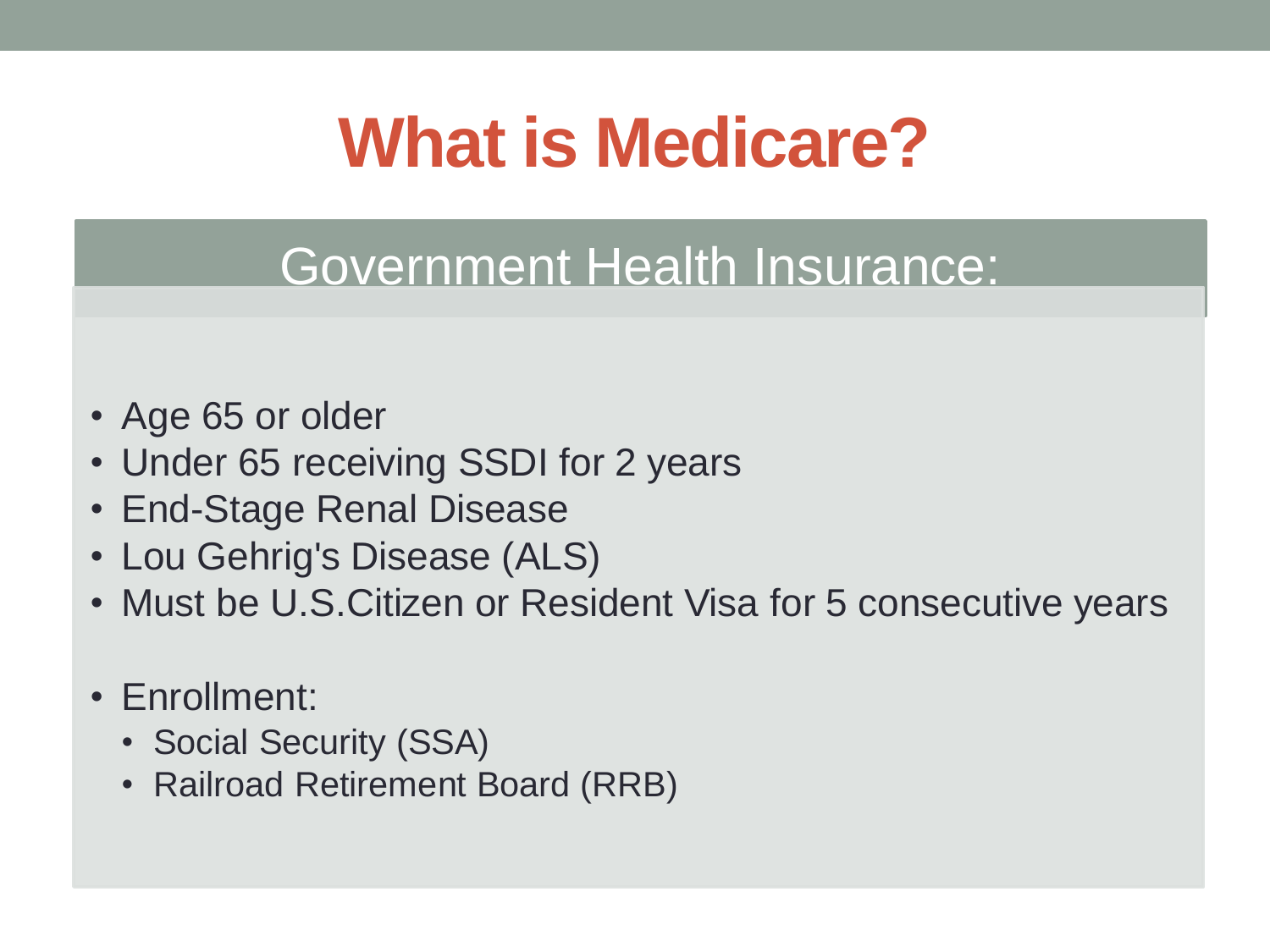# What is Medicare?

## Government Health Insurance:

- Age 65 or older
- Under 65 receiving SSDI for 2 years
- End-Stage Renal Disease
- Lou Gehrig's Disease (ALS)
- Must be U.S.Citizen or Resident Visa for 5 consecutive years

- Enrollment:
  - Social Security (SSA)
  - Railroad Retirement Board (RRB)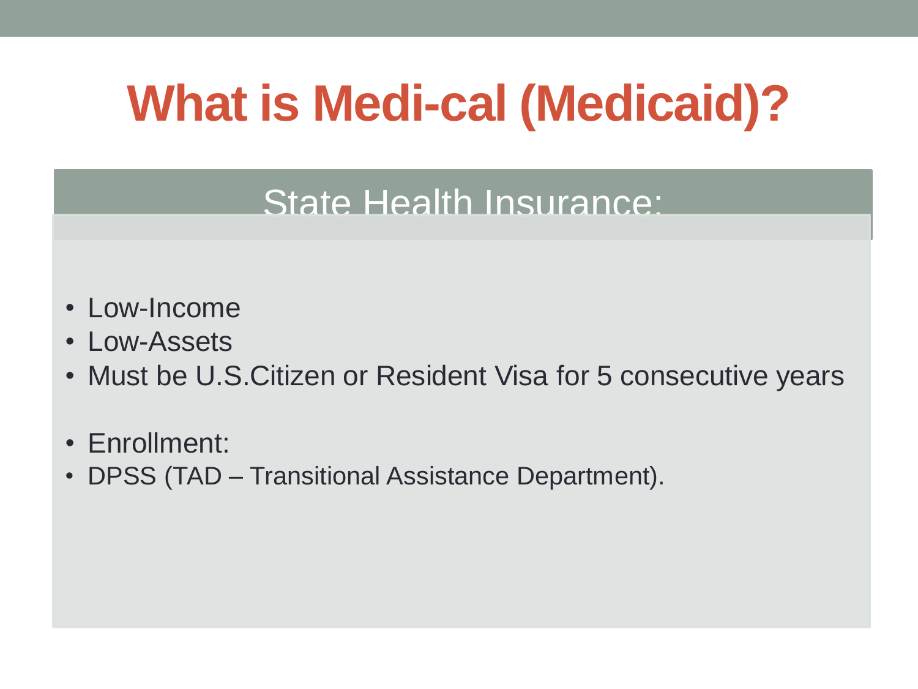# What is Medi-cal (Medicaid)?

## State Health Insurance:

- Low-Income
- Low-Assets
- Must be U.S.Citizen or Resident Visa for 5 consecutive years

- Enrollment:
- DPSS (TAD – Transitional Assistance Department).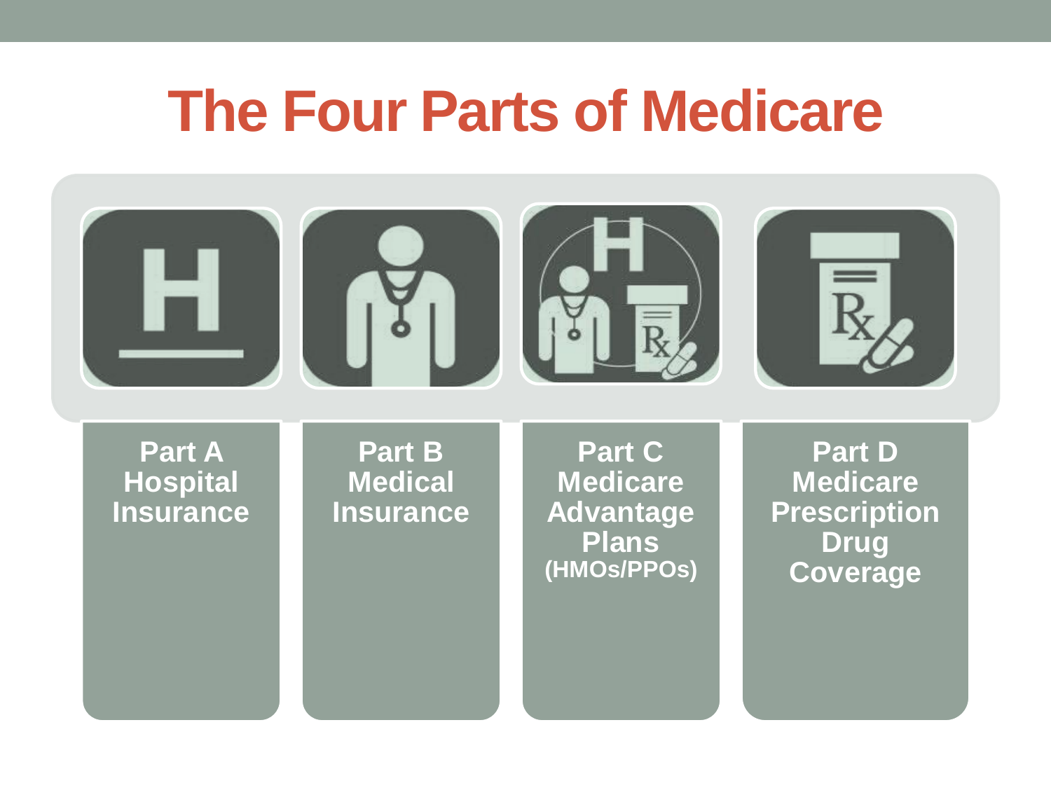# The Four Parts of Medicare

**Part A**
**Hospital Insurance**

**Part B**
**Medical Insurance**

**Part C**
**Medicare Advantage Plans**
**(HMOs/PPOs)**

**Part D**
**Medicare Prescription Drug Coverage**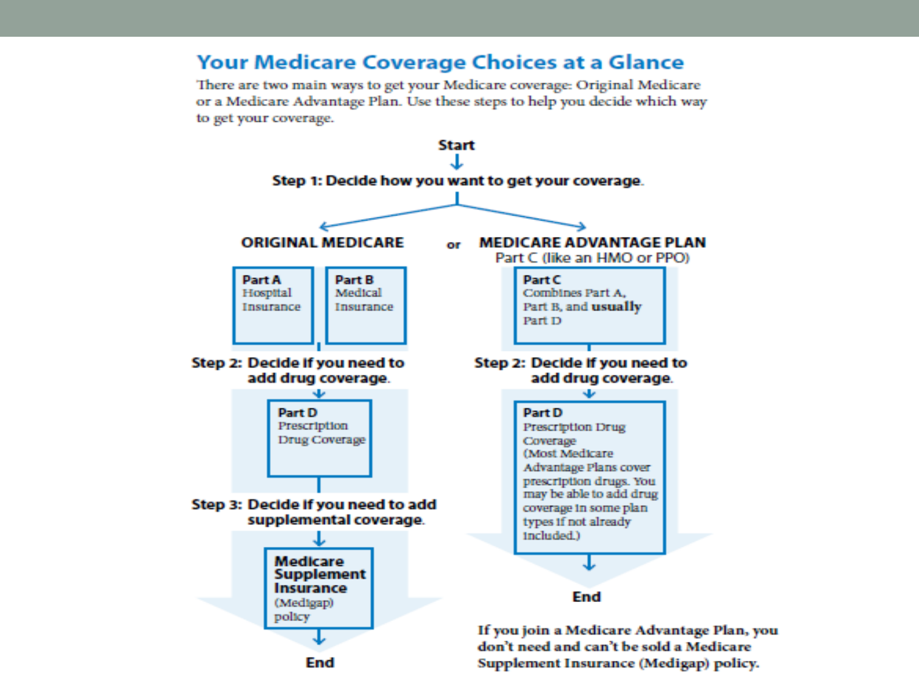# Your Medicare Coverage Choices at a Glance

There are two main ways to get your Medicare coverage: Original Medicare or a Medicare Advantage Plan. Use these steps to help you decide which way to get your coverage.

**Start**

**Step 1: Decide how you want to get your coverage.**

## ORIGINAL MEDICARE

or

## MEDICARE ADVANTAGE PLAN

Part C (like an HMO or PPO)

### Original Medicare

**Part A**
Hospital Insurance

**Part B**
Medical Insurance

**Step 2: Decide if you need to add drug coverage.**

**Part D**
Prescription Drug Coverage

**Step 3: Decide if you need to add supplemental coverage.**

**Medicare Supplement Insurance**
(Medigap) policy

**End**

### Medicare Advantage Plan

**Part C**
Combines Part A, Part B, and **usually** Part D

**Step 2: Decide if you need to add drug coverage.**

**Part D**
Prescription Drug Coverage
(Most Medicare Advantage Plans cover prescription drugs. You may be able to add drug coverage in some plan types if not already included.)

**End**

**If you join a Medicare Advantage Plan, you don't need and can't be sold a Medicare Supplement Insurance (Medigap) policy.**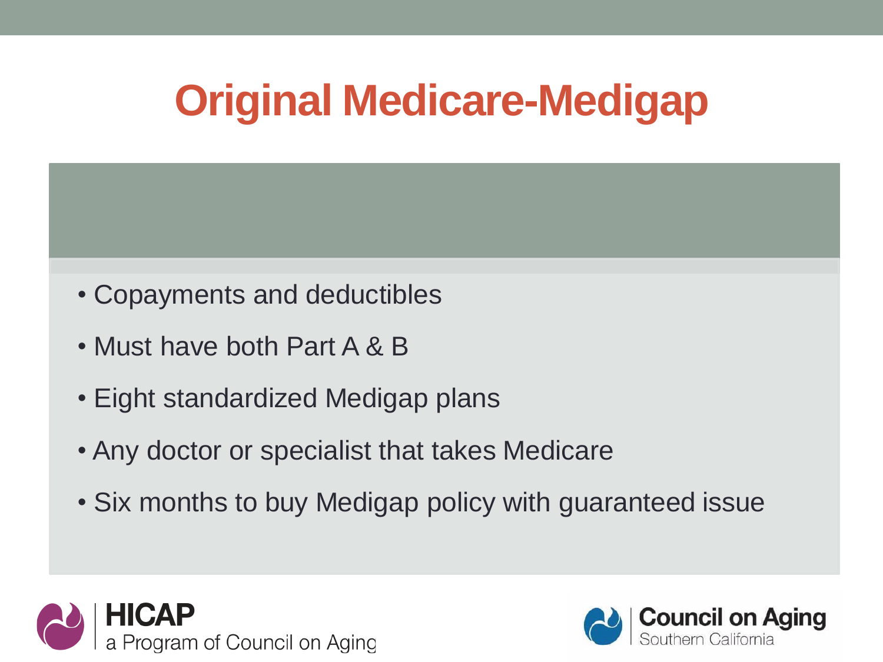# Original Medicare-Medigap

- Copayments and deductibles
- Must have both Part A & B
- Eight standardized Medigap plans
- Any doctor or specialist that takes Medicare
- Six months to buy Medigap policy with guaranteed issue

HICAP
a Program of Council on Aging

Council on Aging
Southern California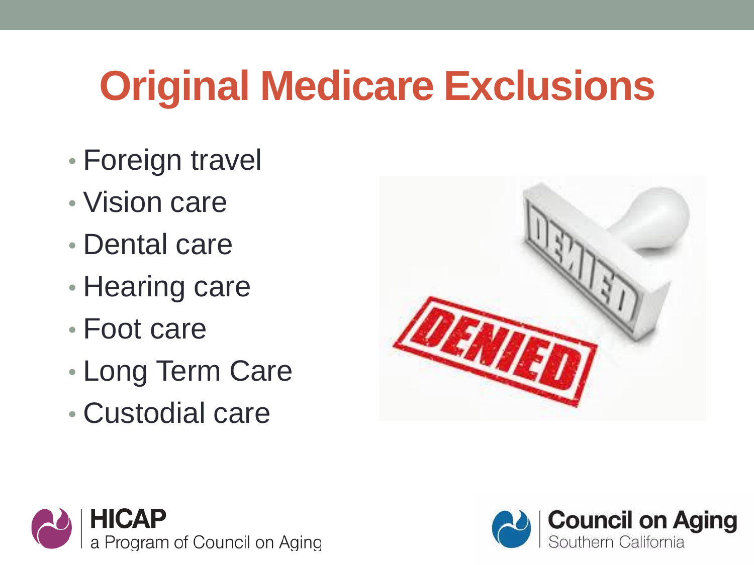# Original Medicare Exclusions

- Foreign travel
- Vision care
- Dental care
- Hearing care
- Foot care
- Long Term Care
- Custodial care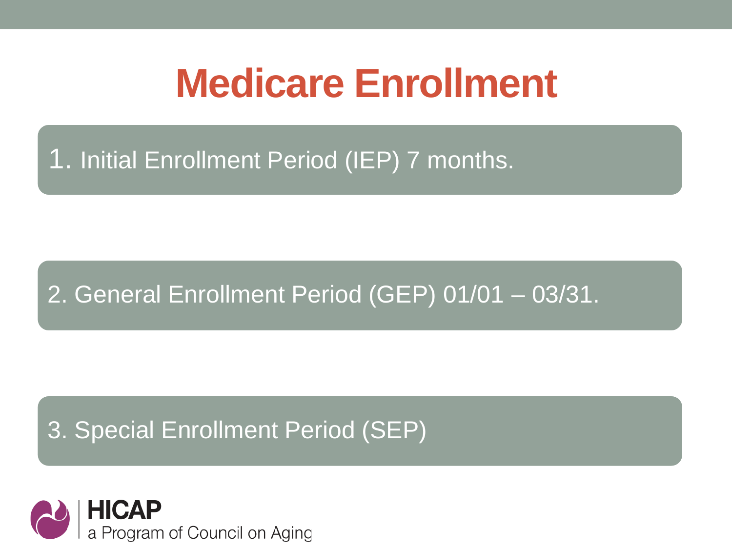# Medicare Enrollment

1. Initial Enrollment Period (IEP) 7 months.

2. General Enrollment Period (GEP) 01/01 – 03/31.

3. Special Enrollment Period (SEP)

**HICAP**
a Program of Council on Aging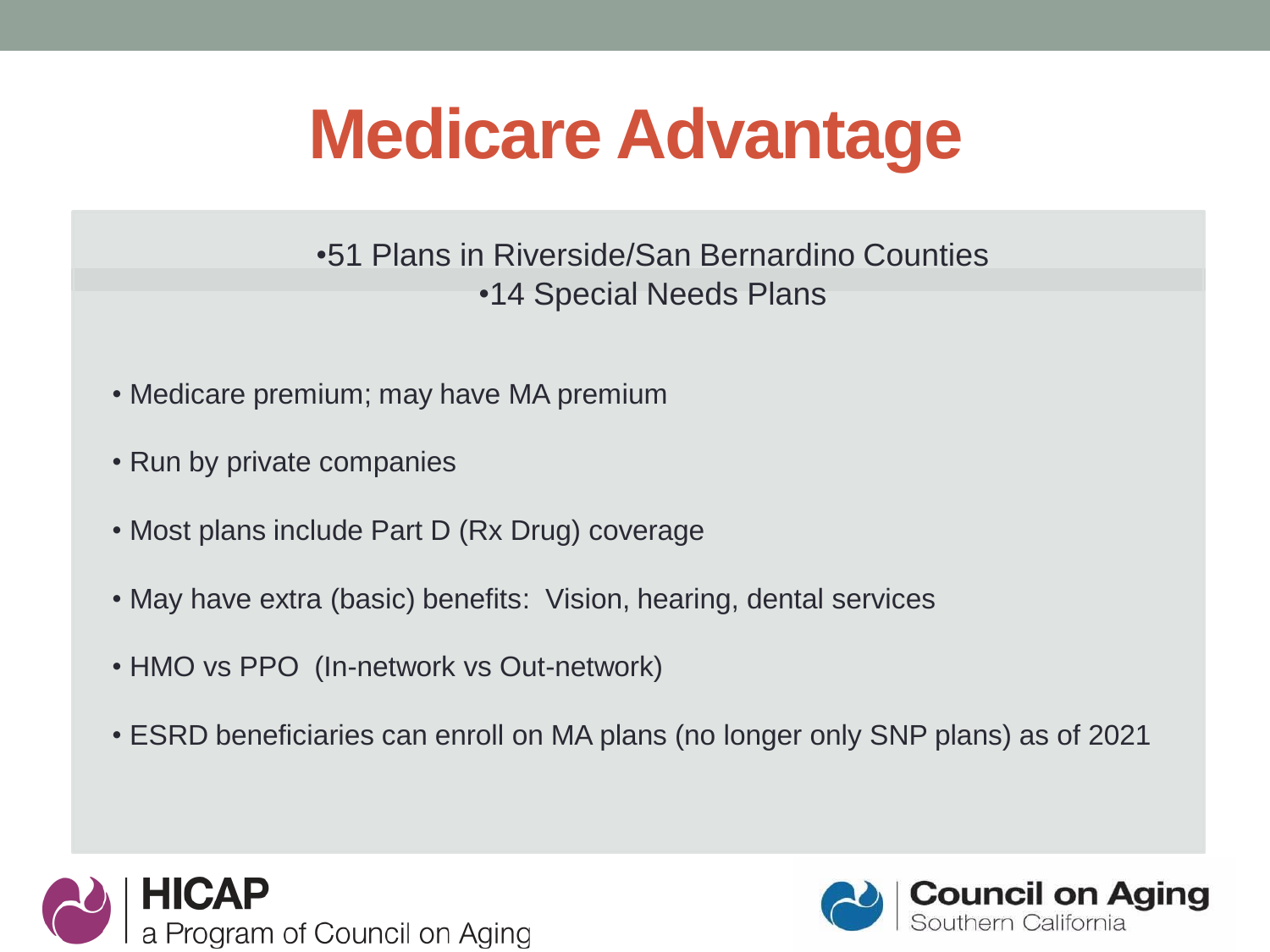# Medicare Advantage

•51 Plans in Riverside/San Bernardino Counties
•14 Special Needs Plans

- Medicare premium; may have MA premium
- Run by private companies
- Most plans include Part D (Rx Drug) coverage
- May have extra (basic) benefits: Vision, hearing, dental services
- HMO vs PPO (In-network vs Out-network)
- ESRD beneficiaries can enroll on MA plans (no longer only SNP plans) as of 2021

HICAP
a Program of Council on Aging

Council on Aging
Southern California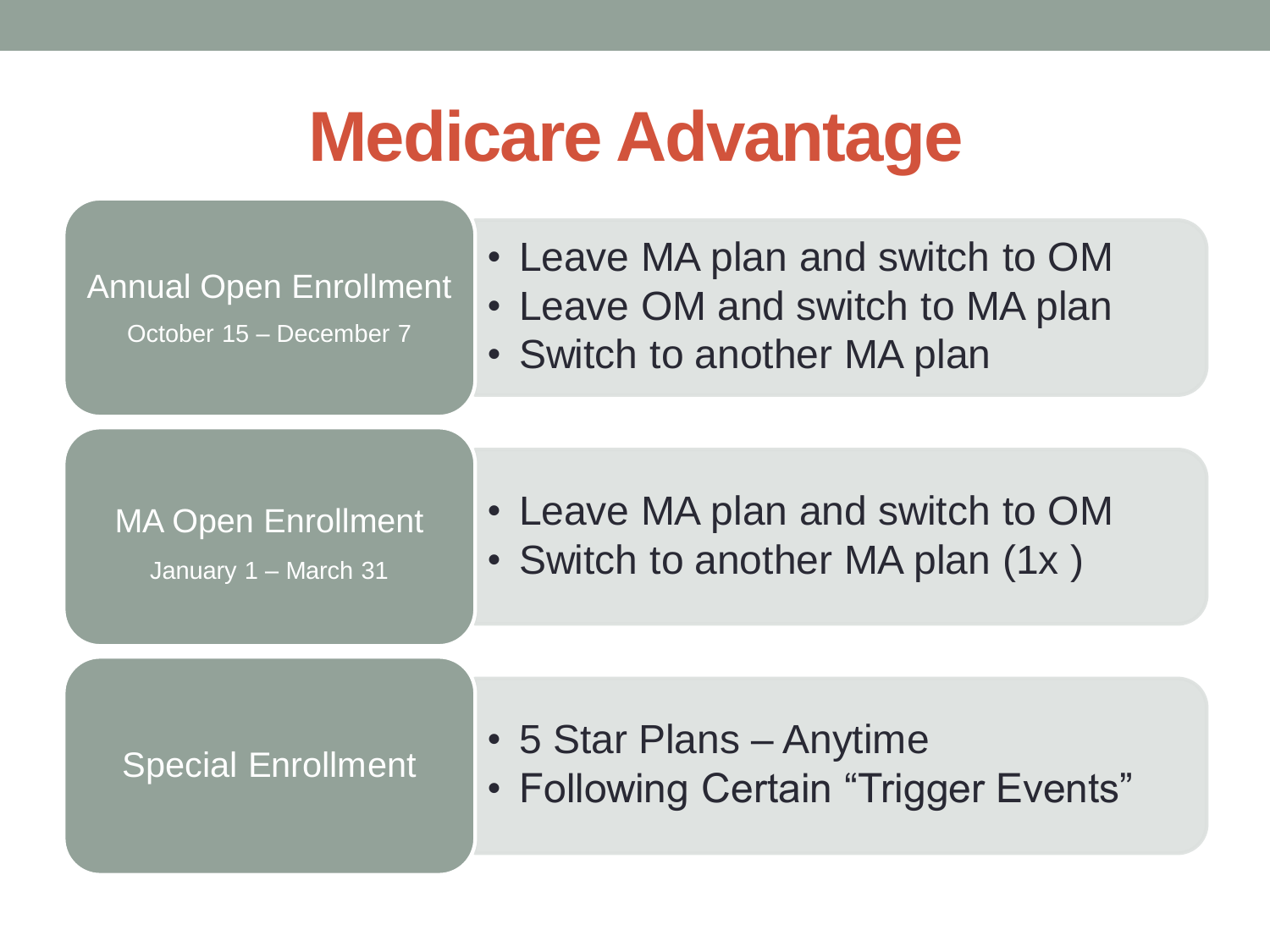# Medicare Advantage

**Annual Open Enrollment**
October 15 – December 7

- Leave MA plan and switch to OM
- Leave OM and switch to MA plan
- Switch to another MA plan

**MA Open Enrollment**
January 1 – March 31

- Leave MA plan and switch to OM
- Switch to another MA plan (1x )

**Special Enrollment**

- 5 Star Plans – Anytime
- Following Certain “Trigger Events”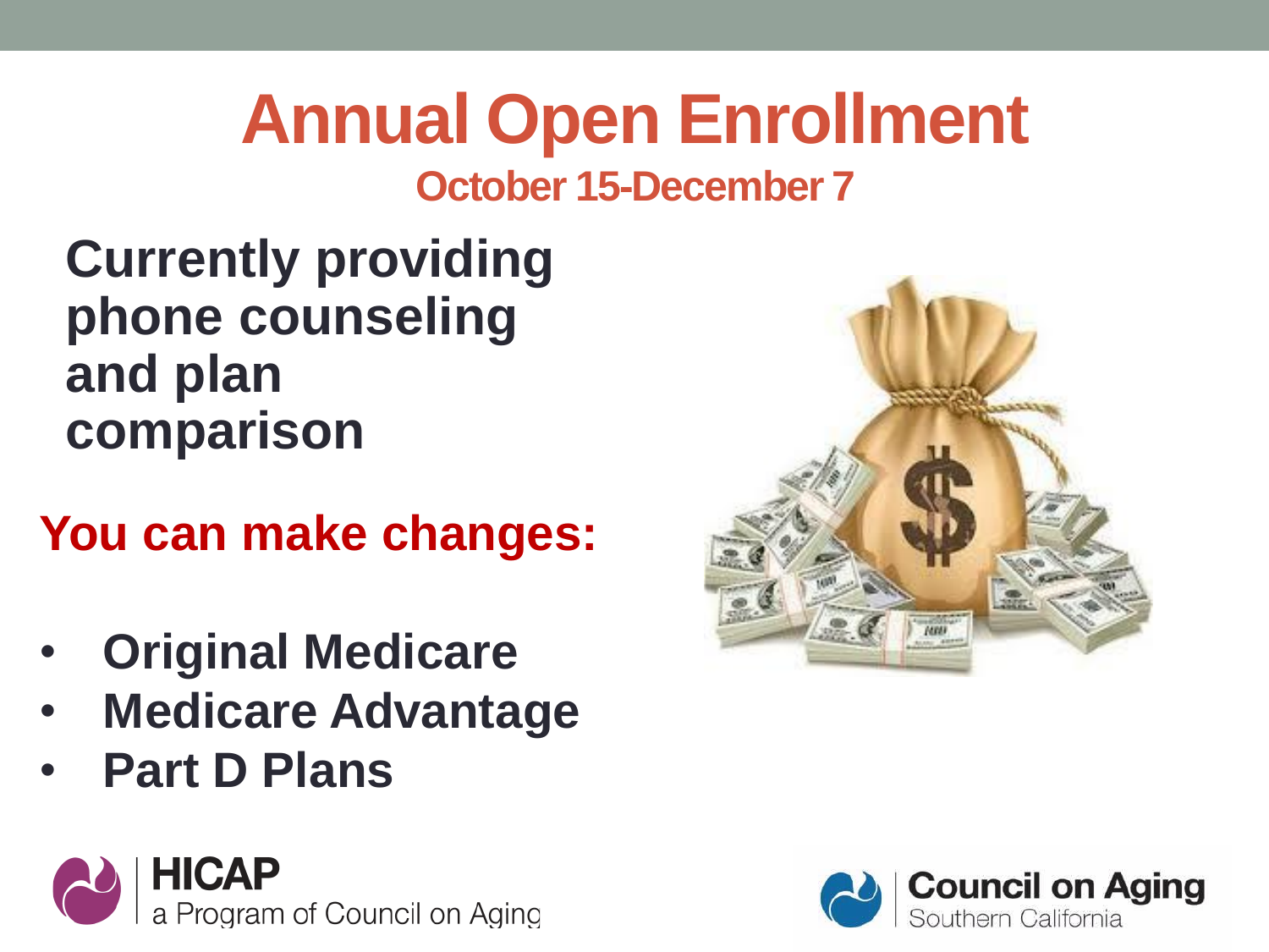# Annual Open Enrollment

## October 15-December 7

**Currently providing phone counseling and plan comparison**

**You can make changes:**

- **Original Medicare**
- **Medicare Advantage**
- **Part D Plans**

**HICAP**
a Program of Council on Aging

**Council on Aging**
Southern California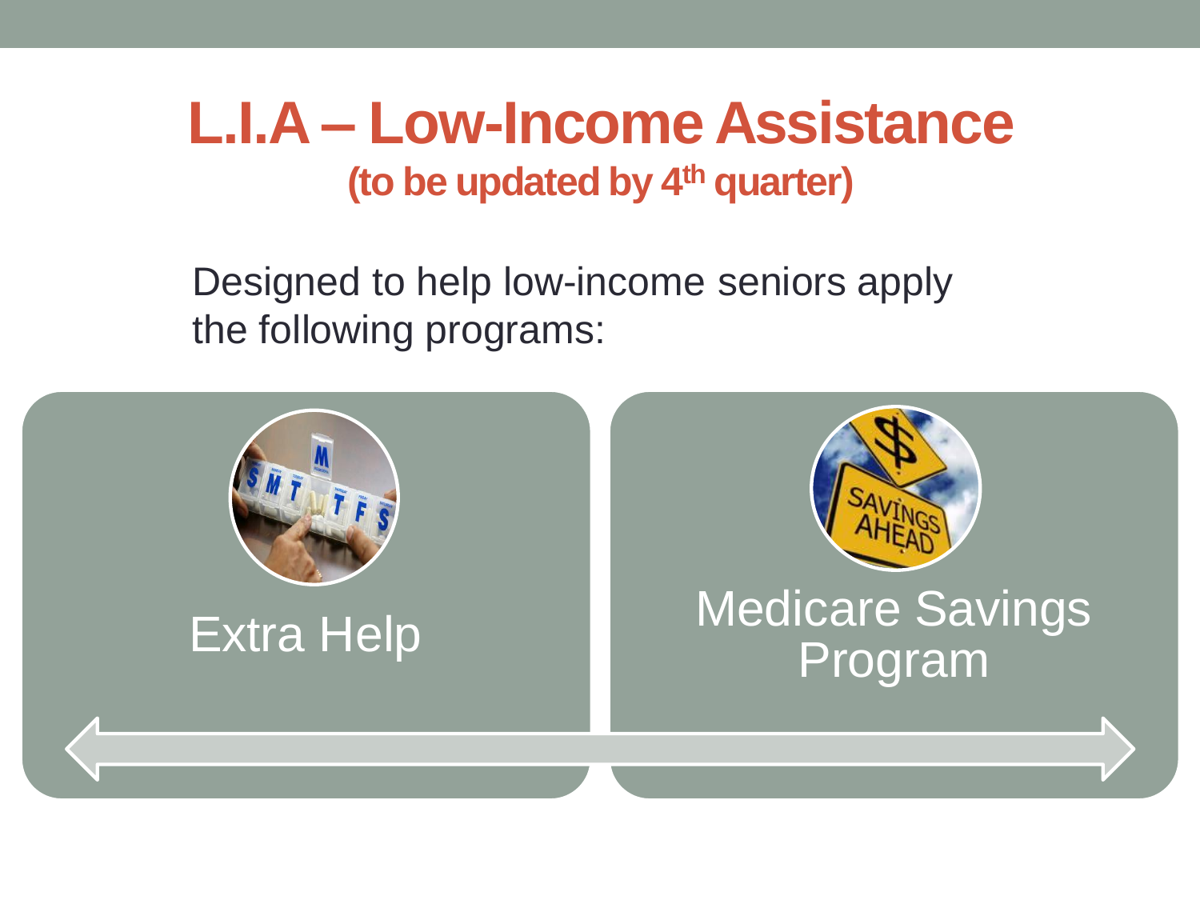# L.I.A – Low-Income Assistance

**(to be updated by 4th quarter)**

Designed to help low-income seniors apply the following programs:

- Extra Help
- Medicare Savings Program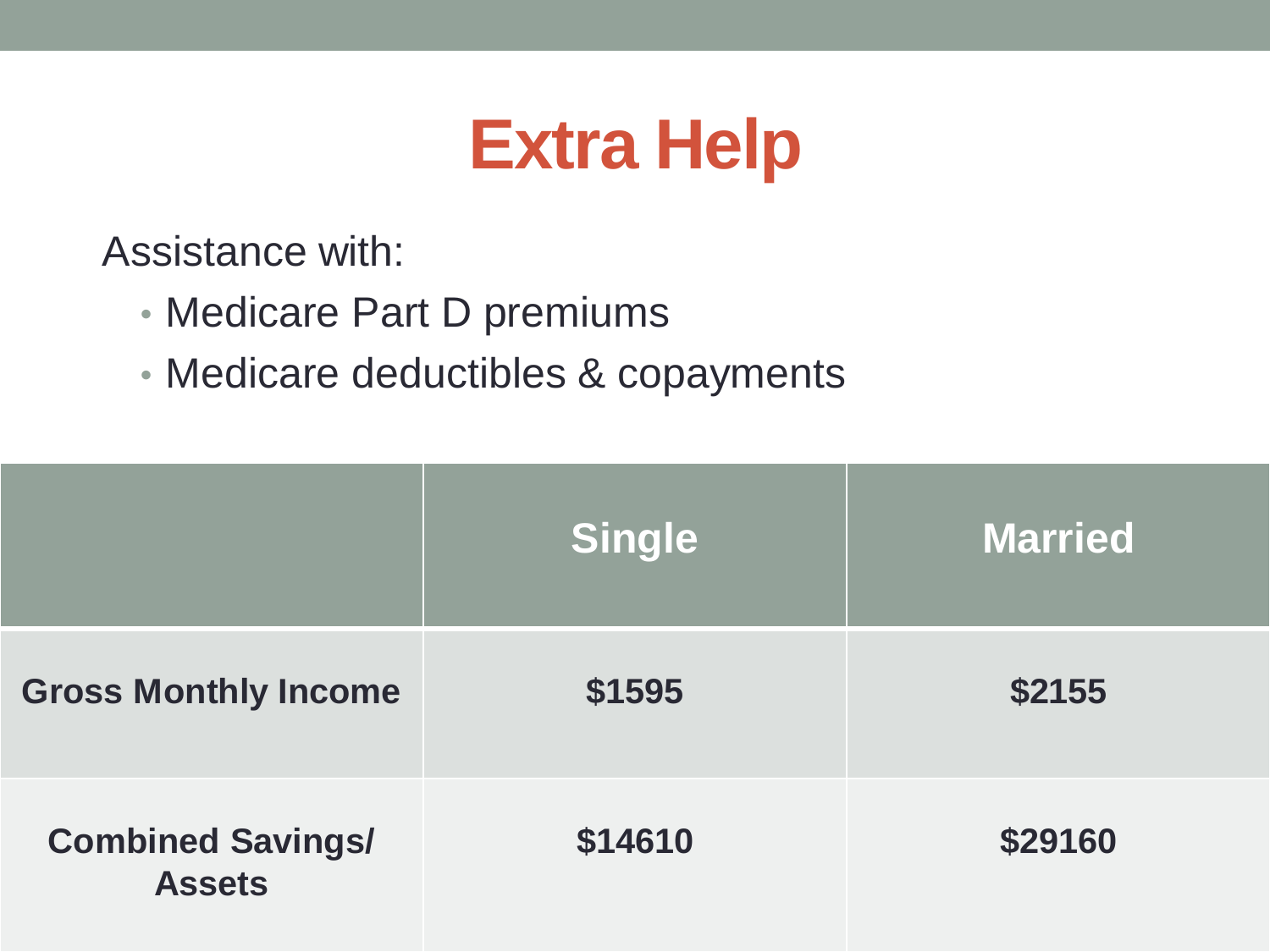# Extra Help

Assistance with:

- Medicare Part D premiums
- Medicare deductibles & copayments

| | Single | Married |
|---|---|---|
| **Gross Monthly Income** | **$1595** | **$2155** |
| **Combined Savings/ Assets** | **$14610** | **$29160** |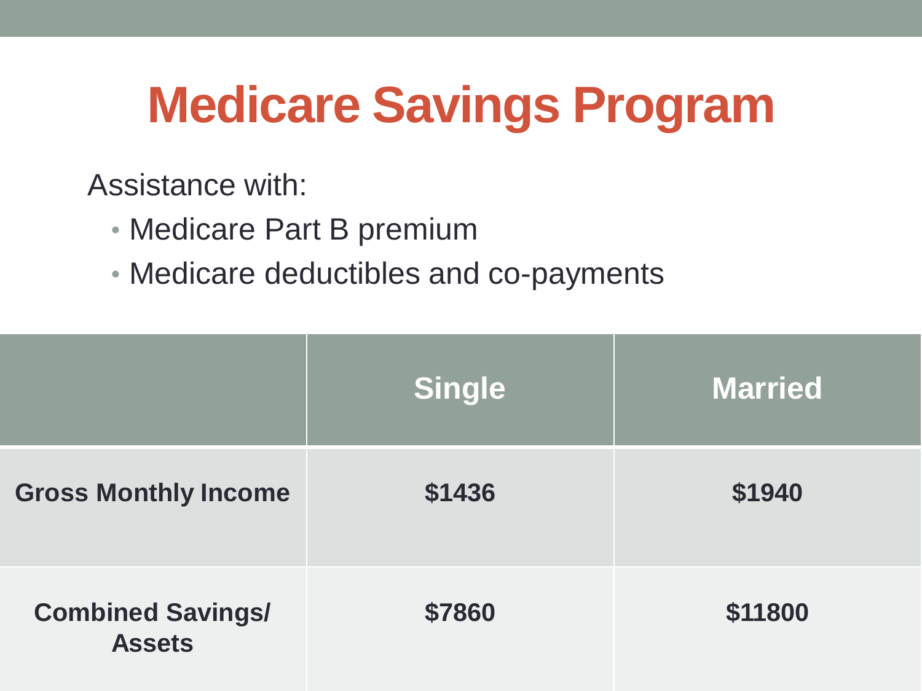# Medicare Savings Program

Assistance with:

- Medicare Part B premium
- Medicare deductibles and co-payments

| | Single | Married |
|---|---|---|
| **Gross Monthly Income** | **$1436** | **$1940** |
| **Combined Savings/ Assets** | **$7860** | **$11800** |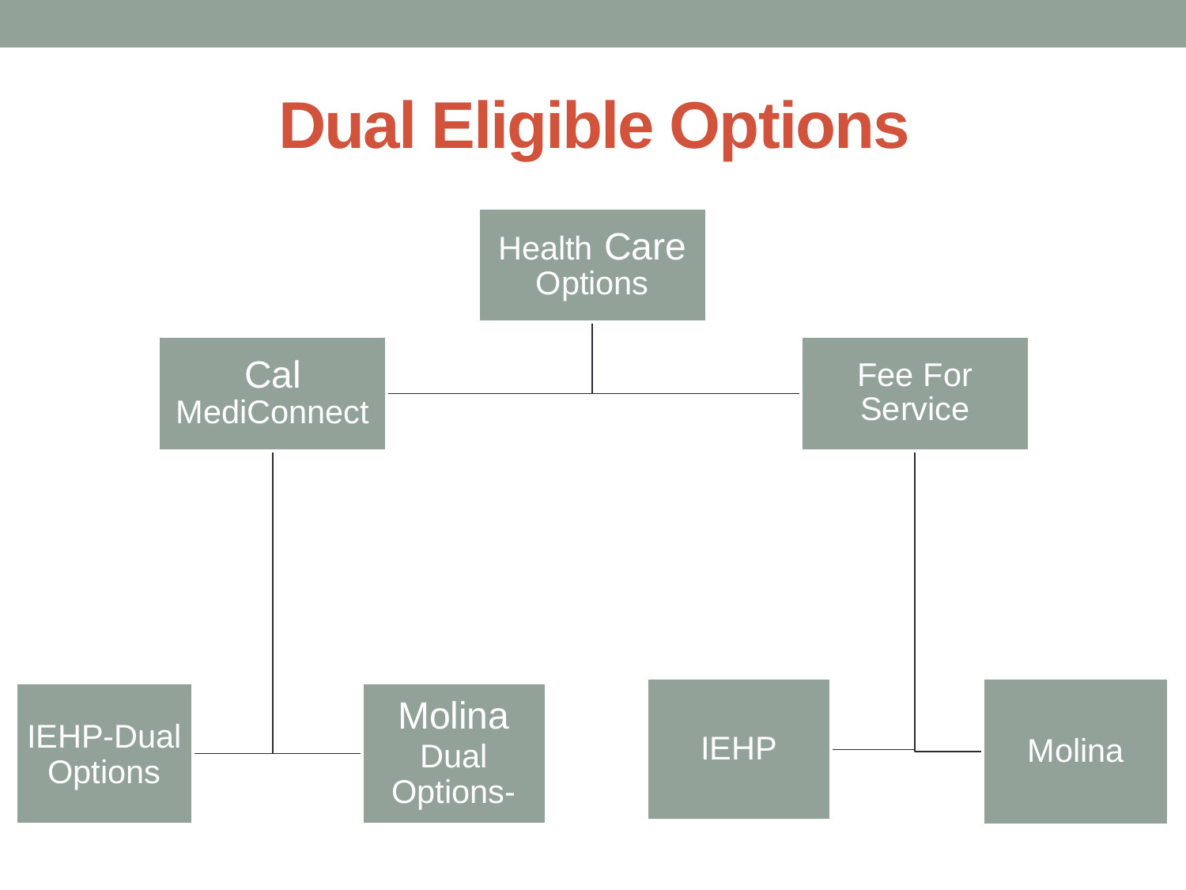# Dual Eligible Options

- Health Care Options
  - Cal MediConnect
    - IEHP-Dual Options
    - Molina Dual Options-
  - Fee For Service
    - IEHP
    - Molina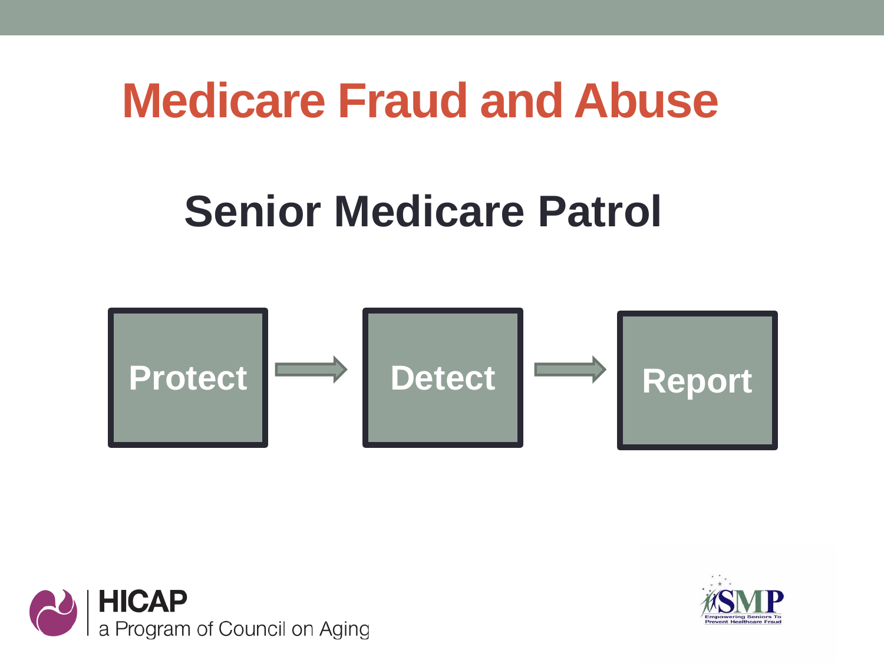# Medicare Fraud and Abuse

## Senior Medicare Patrol

Protect → Detect → Report

**HICAP**
a Program of Council on Aging

SMP
Empowering Seniors To Prevent Healthcare Fraud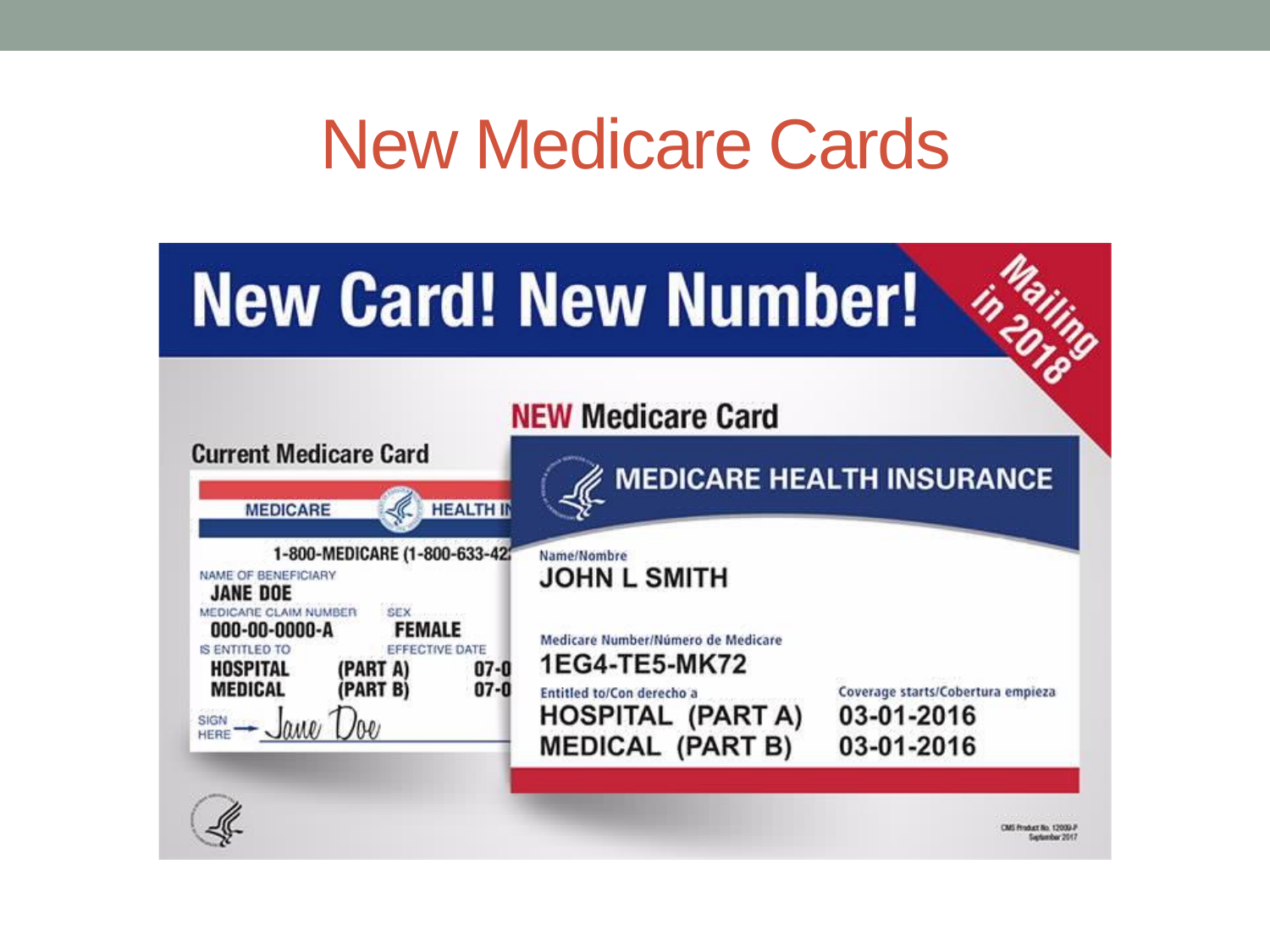# New Medicare Cards

## New Card! New Number!

Mailing in 2018

**Current Medicare Card**

MEDICARE HEALTH IN

1-800-MEDICARE (1-800-633-42

NAME OF BENEFICIARY
JANE DOE

MEDICARE CLAIM NUMBER
000-00-0000-A

SEX
FEMALE

IS ENTITLED TO
HOSPITAL (PART A)
MEDICAL (PART B)

EFFECTIVE DATE
07-0
07-0

SIGN HERE → Jane Doe

**NEW Medicare Card**

MEDICARE HEALTH INSURANCE

Name/Nombre
JOHN L SMITH

Medicare Number/Número de Medicare
1EG4-TE5-MK72

Entitled to/Con derecho a
HOSPITAL (PART A)
MEDICAL (PART B)

Coverage starts/Cobertura empieza
03-01-2016
03-01-2016

CMS Product No. 12000-P
September 2017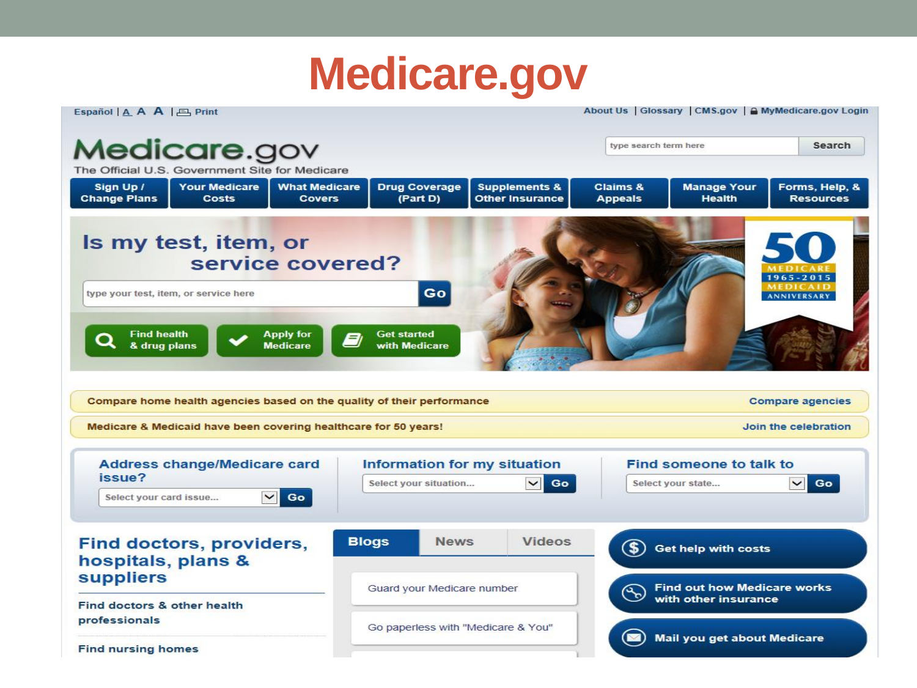# Medicare.gov

Español | A A A | Print

About Us | Glossary | CMS.gov | MyMedicare.gov Login

Medicare.gov

The Official U.S. Government Site for Medicare

type search term here | Search

Sign Up / Change Plans | Your Medicare Costs | What Medicare Covers | Drug Coverage (Part D) | Supplements & Other Insurance | Claims & Appeals | Manage Your Health | Forms, Help, & Resources

## Is my test, item, or service covered?

type your test, item, or service here | Go

Find health & drug plans | Apply for Medicare | Get started with Medicare

50 MEDICARE 1965-2015 MEDICAID ANNIVERSARY

Compare home health agencies based on the quality of their performance — Compare agencies

Medicare & Medicaid have been covering healthcare for 50 years! — Join the celebration

**Address change/Medicare card issue?** Select your card issue... Go

**Information for my situation** Select your situation... Go

**Find someone to talk to** Select your state... Go

## Find doctors, providers, hospitals, plans & suppliers

Find doctors & other health professionals

Find nursing homes

Blogs | News | Videos

Guard your Medicare number

Go paperless with "Medicare & You"

Get help with costs

Find out how Medicare works with other insurance

Mail you get about Medicare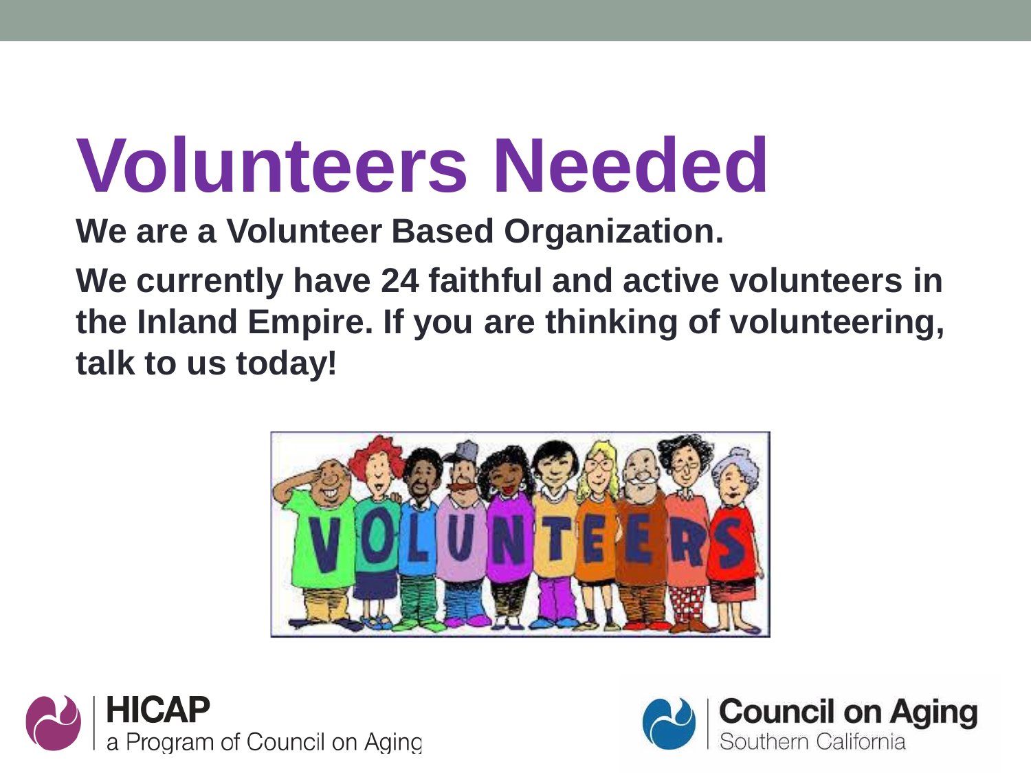# Volunteers Needed

**We are a Volunteer Based Organization.**

**We currently have 24 faithful and active volunteers in the Inland Empire. If you are thinking of volunteering, talk to us today!**

**HICAP**
a Program of Council on Aging

**Council on Aging**
Southern California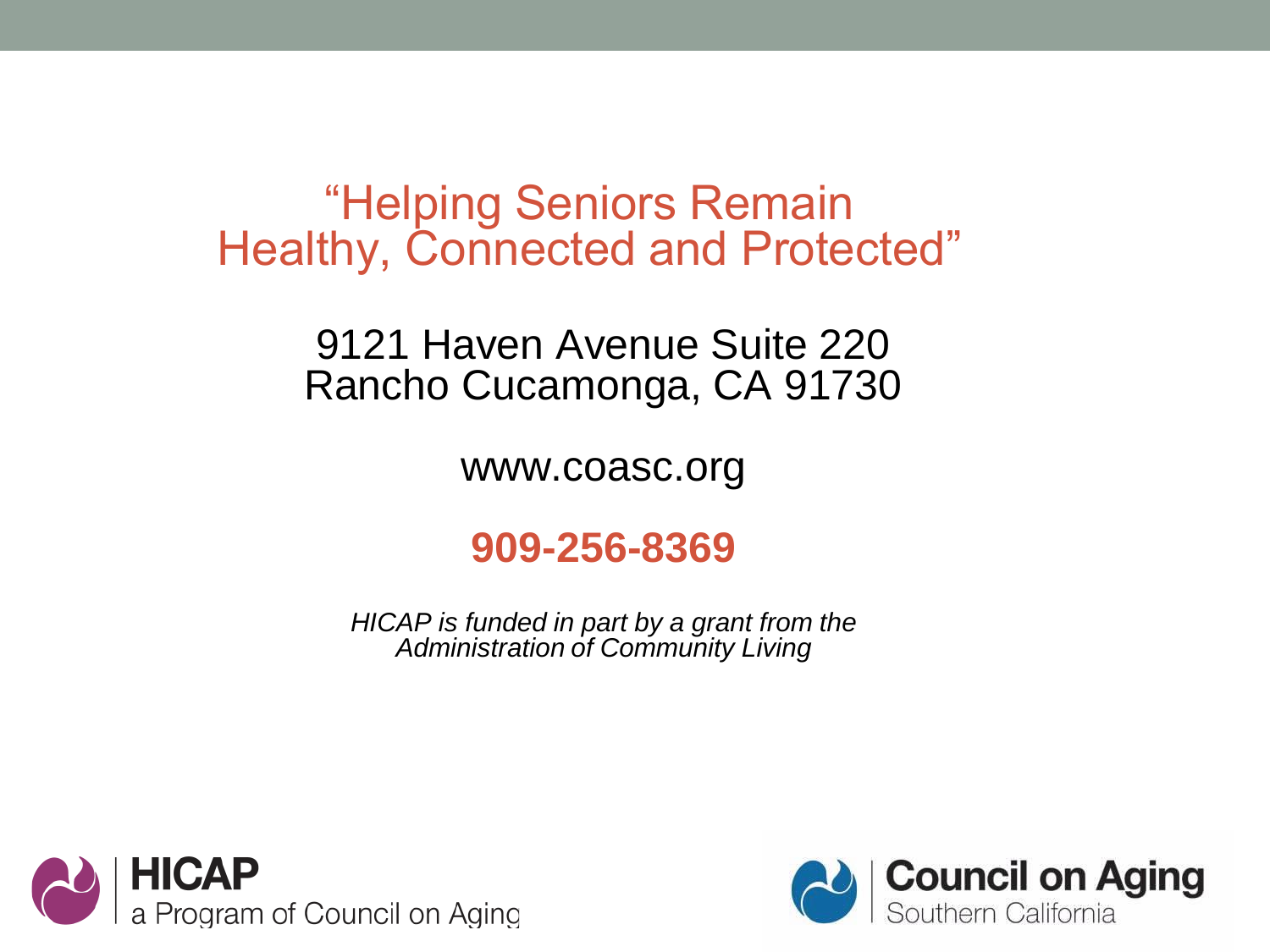“Helping Seniors Remain Healthy, Connected and Protected”

9121 Haven Avenue Suite 220
Rancho Cucamonga, CA 91730

www.coasc.org

**909-256-8369**

*HICAP is funded in part by a grant from the Administration of Community Living*

**HICAP**
a Program of Council on Aging

**Council on Aging**
Southern California